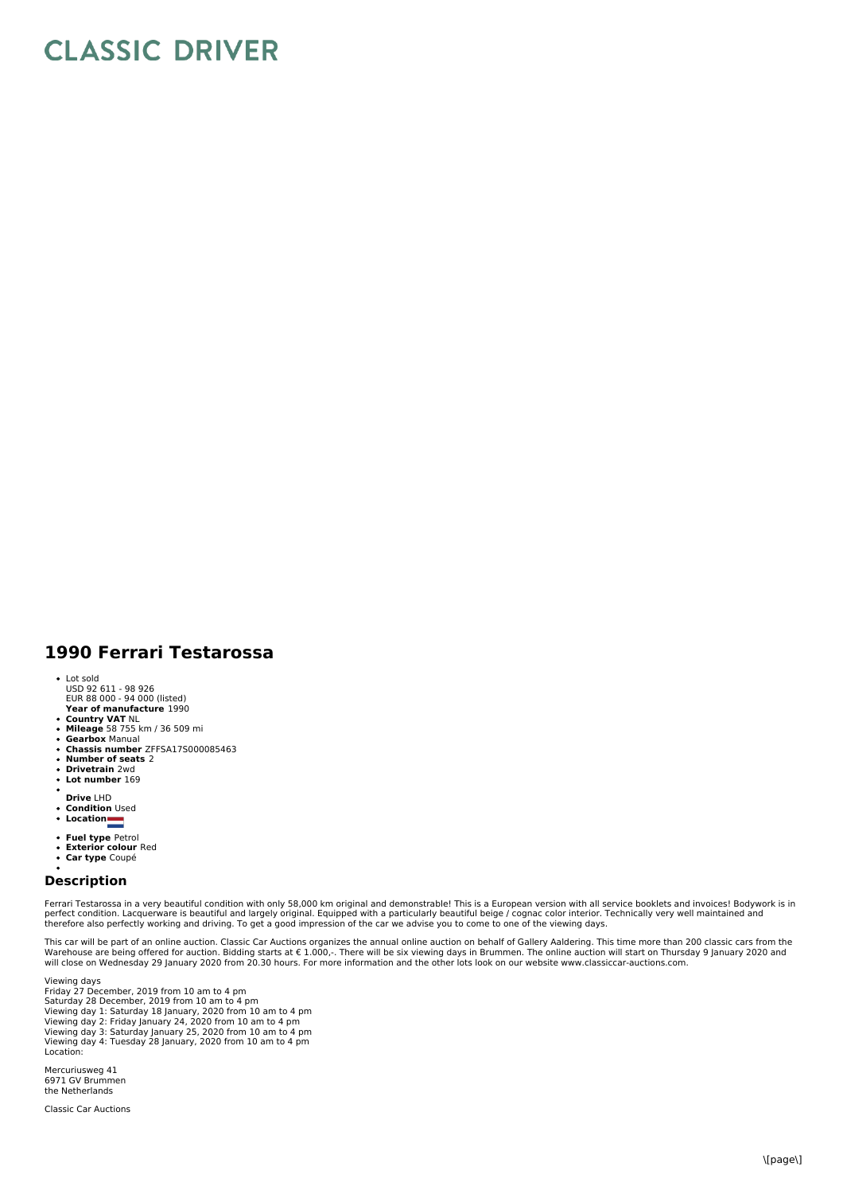# CLASSIC DRIVER

## 1990 Ferrari Testarossa

- Lot sold
  USD 92 611 - 98 926
  EUR 88 000 - 94 000 (listed)
  **Year of manufacture** 1990
- **Country VAT** NL
- **Mileage** 58 755 km / 36 509 mi
- **Gearbox** Manual
- **Chassis number** ZFFSA17S000085463
- **Number of seats** 2
- **Drivetrain** 2wd
- **Lot number** 169
- 
  **Drive** LHD
- **Condition** Used
- **Location**
- **Fuel type** Petrol
- **Exterior colour** Red
- **Car type** Coupé
- 

## Description

Ferrari Testarossa in a very beautiful condition with only 58,000 km original and demonstrable! This is a European version with all service booklets and invoices! Bodywork is in perfect condition. Lacquerware is beautiful and largely original. Equipped with a particularly beautiful beige / cognac color interior. Technically very well maintained and therefore also perfectly working and driving. To get a good impression of the car we advise you to come to one of the viewing days.

This car will be part of an online auction. Classic Car Auctions organizes the annual online auction on behalf of Gallery Aaldering. This time more than 200 classic cars from the Warehouse are being offered for auction. Bidding starts at € 1.000,-. There will be six viewing days in Brummen. The online auction will start on Thursday 9 January 2020 and will close on Wednesday 29 January 2020 from 20.30 hours. For more information and the other lots look on our website www.classiccar-auctions.com.

Viewing days
Friday 27 December, 2019 from 10 am to 4 pm
Saturday 28 December, 2019 from 10 am to 4 pm
Viewing day 1: Saturday 18 January, 2020 from 10 am to 4 pm
Viewing day 2: Friday January 24, 2020 from 10 am to 4 pm
Viewing day 3: Saturday January 25, 2020 from 10 am to 4 pm
Viewing day 4: Tuesday 28 January, 2020 from 10 am to 4 pm
Location:

Mercuriusweg 41
6971 GV Brummen
the Netherlands

Classic Car Auctions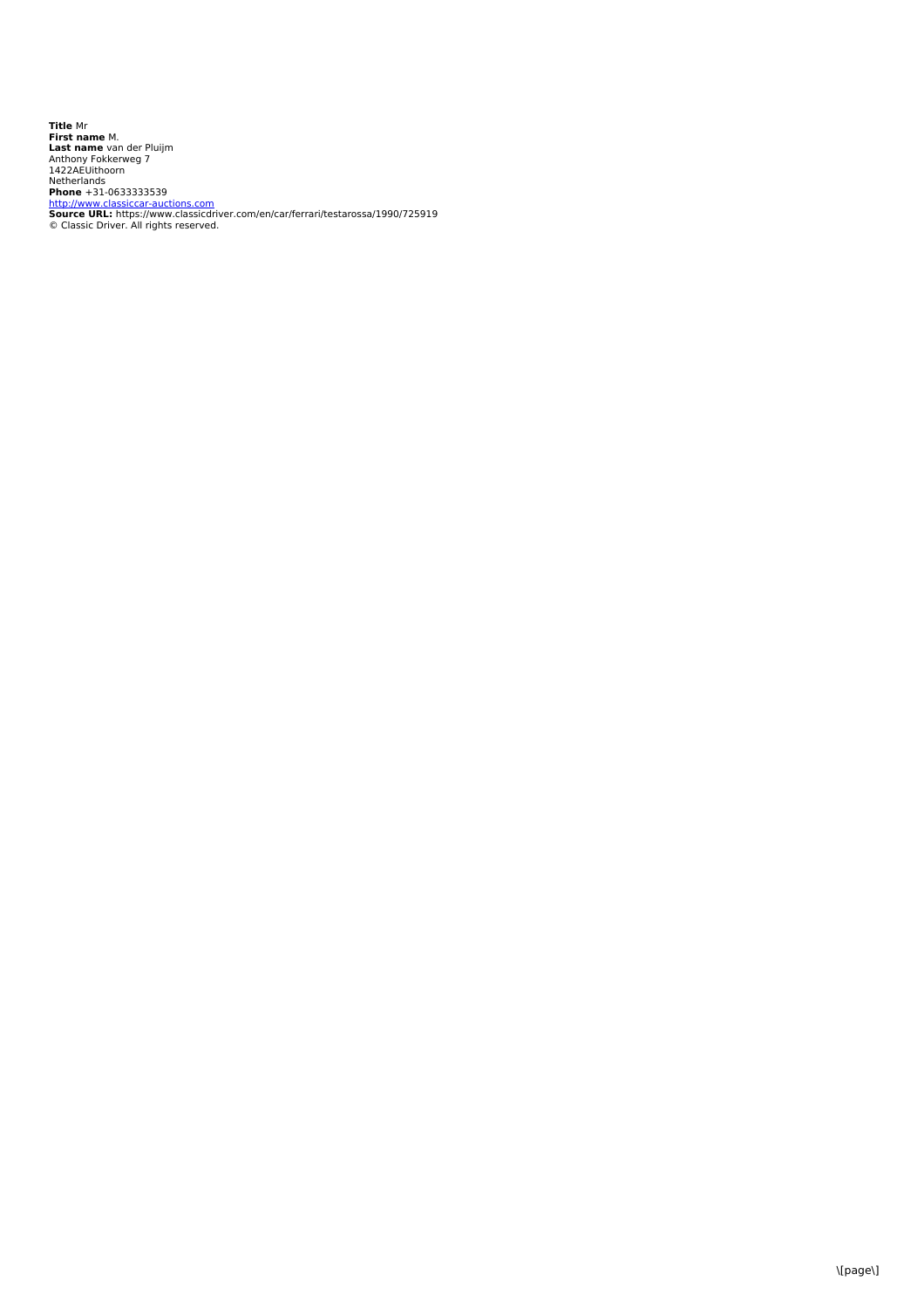**Title** Mr
**First name** M.
**Last name** van der Pluijm
Anthony Fokkerweg 7
1422AEUithoorn
Netherlands
**Phone** +31-0633333539
http://www.classiccar-auctions.com
**Source URL:** https://www.classicdriver.com/en/car/ferrari/testarossa/1990/725919
© Classic Driver. All rights reserved.